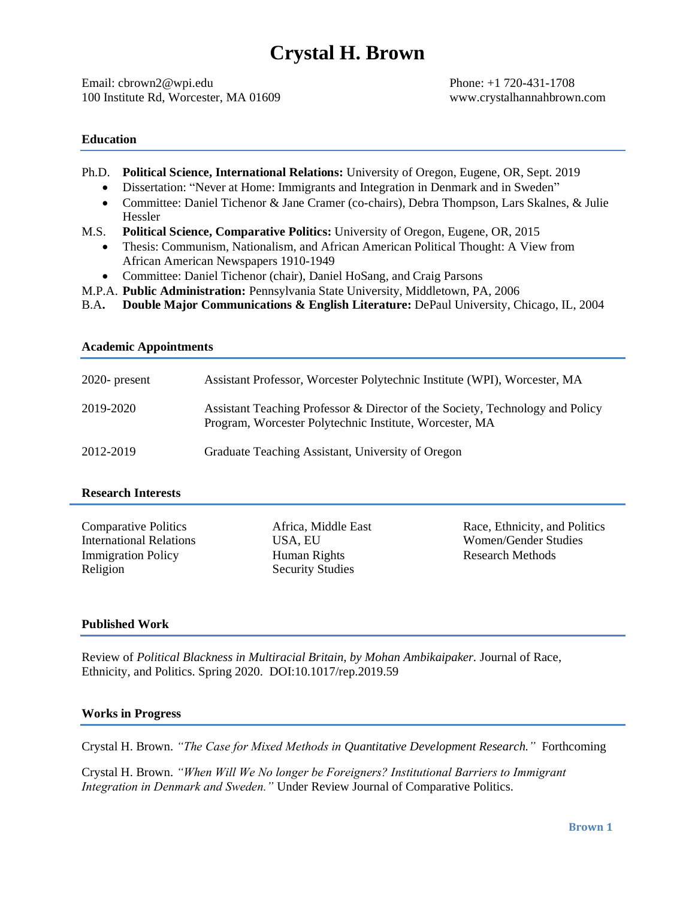# Crystal H. Brown

Email: cbrown2@wpi.edu
100 Institute Rd, Worcester, MA 01609

Phone: +1 720-431-1708
www.crystalhannahbrown.com

## Education

Ph.D. **Political Science, International Relations:** University of Oregon, Eugene, OR, Sept. 2019

- Dissertation: "Never at Home: Immigrants and Integration in Denmark and in Sweden"
- Committee: Daniel Tichenor & Jane Cramer (co-chairs), Debra Thompson, Lars Skalnes, & Julie Hessler

M.S. **Political Science, Comparative Politics:** University of Oregon, Eugene, OR, 2015

- Thesis: Communism, Nationalism, and African American Political Thought: A View from African American Newspapers 1910-1949
- Committee: Daniel Tichenor (chair), Daniel HoSang, and Craig Parsons

M.P.A. **Public Administration:** Pennsylvania State University, Middletown, PA, 2006

B.A**.** **Double Major Communications & English Literature:** DePaul University, Chicago, IL, 2004

## Academic Appointments

| | |
|---|---|
| 2020- present | Assistant Professor, Worcester Polytechnic Institute (WPI), Worcester, MA |
| 2019-2020 | Assistant Teaching Professor & Director of the Society, Technology and Policy Program, Worcester Polytechnic Institute, Worcester, MA |
| 2012-2019 | Graduate Teaching Assistant, University of Oregon |

## Research Interests

Comparative Politics
International Relations
Immigration Policy
Religion

Africa, Middle East
USA, EU
Human Rights
Security Studies

Race, Ethnicity, and Politics
Women/Gender Studies
Research Methods

## Published Work

Review of *Political Blackness in Multiracial Britain, by Mohan Ambikaipaker.* Journal of Race, Ethnicity, and Politics. Spring 2020. DOI:10.1017/rep.2019.59

## Works in Progress

Crystal H. Brown. *"The Case for Mixed Methods in Quantitative Development Research."* Forthcoming

Crystal H. Brown. *"When Will We No longer be Foreigners? Institutional Barriers to Immigrant Integration in Denmark and Sweden."* Under Review Journal of Comparative Politics.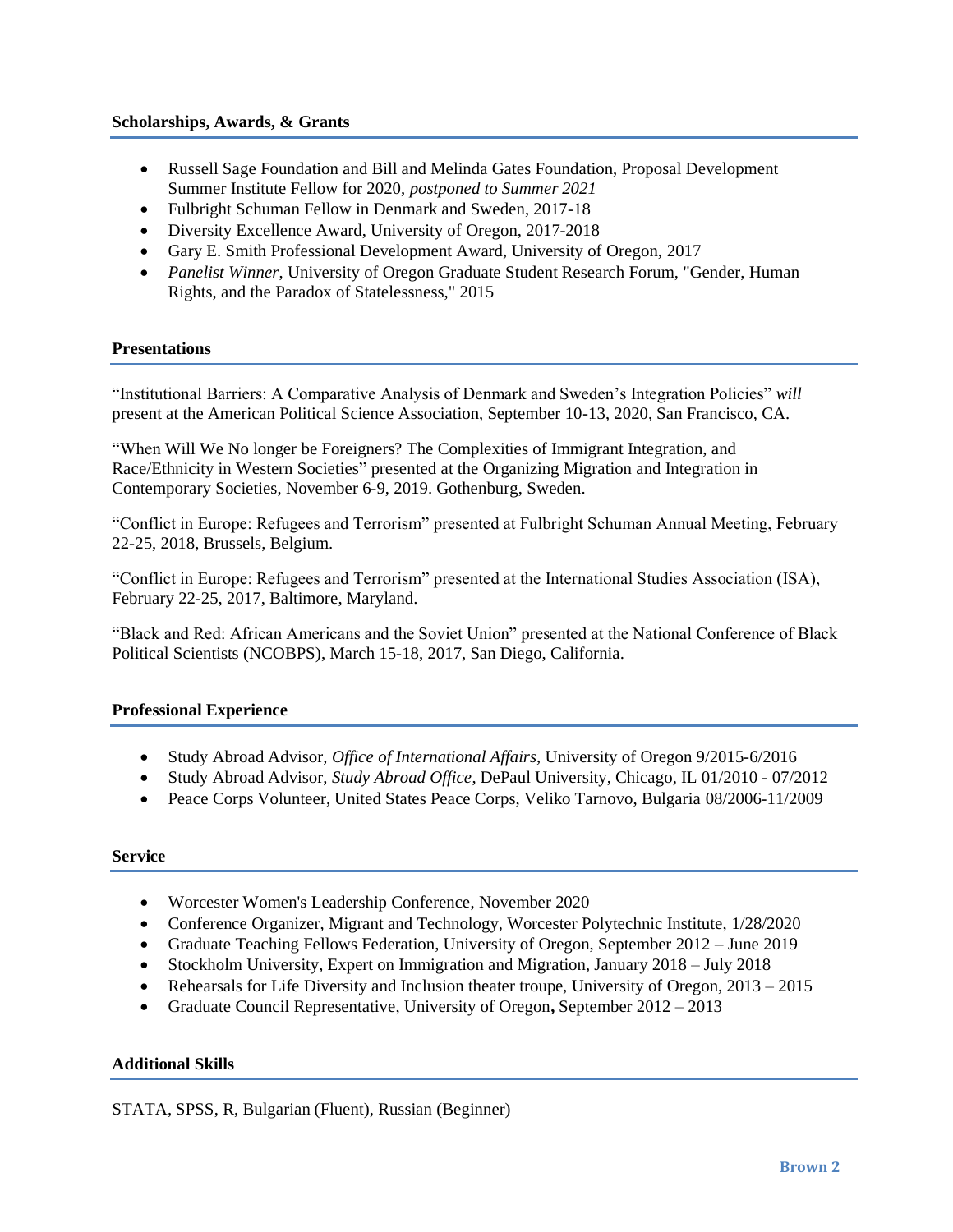## Scholarships, Awards, & Grants

- Russell Sage Foundation and Bill and Melinda Gates Foundation, Proposal Development Summer Institute Fellow for 2020, *postponed to Summer 2021*
- Fulbright Schuman Fellow in Denmark and Sweden, 2017-18
- Diversity Excellence Award, University of Oregon, 2017-2018
- Gary E. Smith Professional Development Award, University of Oregon, 2017
- *Panelist Winner*, University of Oregon Graduate Student Research Forum, "Gender, Human Rights, and the Paradox of Statelessness," 2015

## Presentations

"Institutional Barriers: A Comparative Analysis of Denmark and Sweden's Integration Policies" *will* present at the American Political Science Association, September 10-13, 2020, San Francisco, CA.

"When Will We No longer be Foreigners? The Complexities of Immigrant Integration, and Race/Ethnicity in Western Societies" presented at the Organizing Migration and Integration in Contemporary Societies, November 6-9, 2019. Gothenburg, Sweden.

"Conflict in Europe: Refugees and Terrorism" presented at Fulbright Schuman Annual Meeting, February 22-25, 2018, Brussels, Belgium.

"Conflict in Europe: Refugees and Terrorism" presented at the International Studies Association (ISA), February 22-25, 2017, Baltimore, Maryland.

"Black and Red: African Americans and the Soviet Union" presented at the National Conference of Black Political Scientists (NCOBPS), March 15-18, 2017, San Diego, California.

## Professional Experience

- Study Abroad Advisor, *Office of International Affairs*, University of Oregon 9/2015-6/2016
- Study Abroad Advisor, *Study Abroad Office*, DePaul University, Chicago, IL 01/2010 - 07/2012
- Peace Corps Volunteer, United States Peace Corps, Veliko Tarnovo, Bulgaria 08/2006-11/2009

## Service

- Worcester Women's Leadership Conference, November 2020
- Conference Organizer, Migrant and Technology, Worcester Polytechnic Institute, 1/28/2020
- Graduate Teaching Fellows Federation, University of Oregon, September 2012 – June 2019
- Stockholm University, Expert on Immigration and Migration, January 2018 – July 2018
- Rehearsals for Life Diversity and Inclusion theater troupe, University of Oregon, 2013 – 2015
- Graduate Council Representative, University of Oregon**,** September 2012 – 2013

## Additional Skills

STATA, SPSS, R, Bulgarian (Fluent), Russian (Beginner)